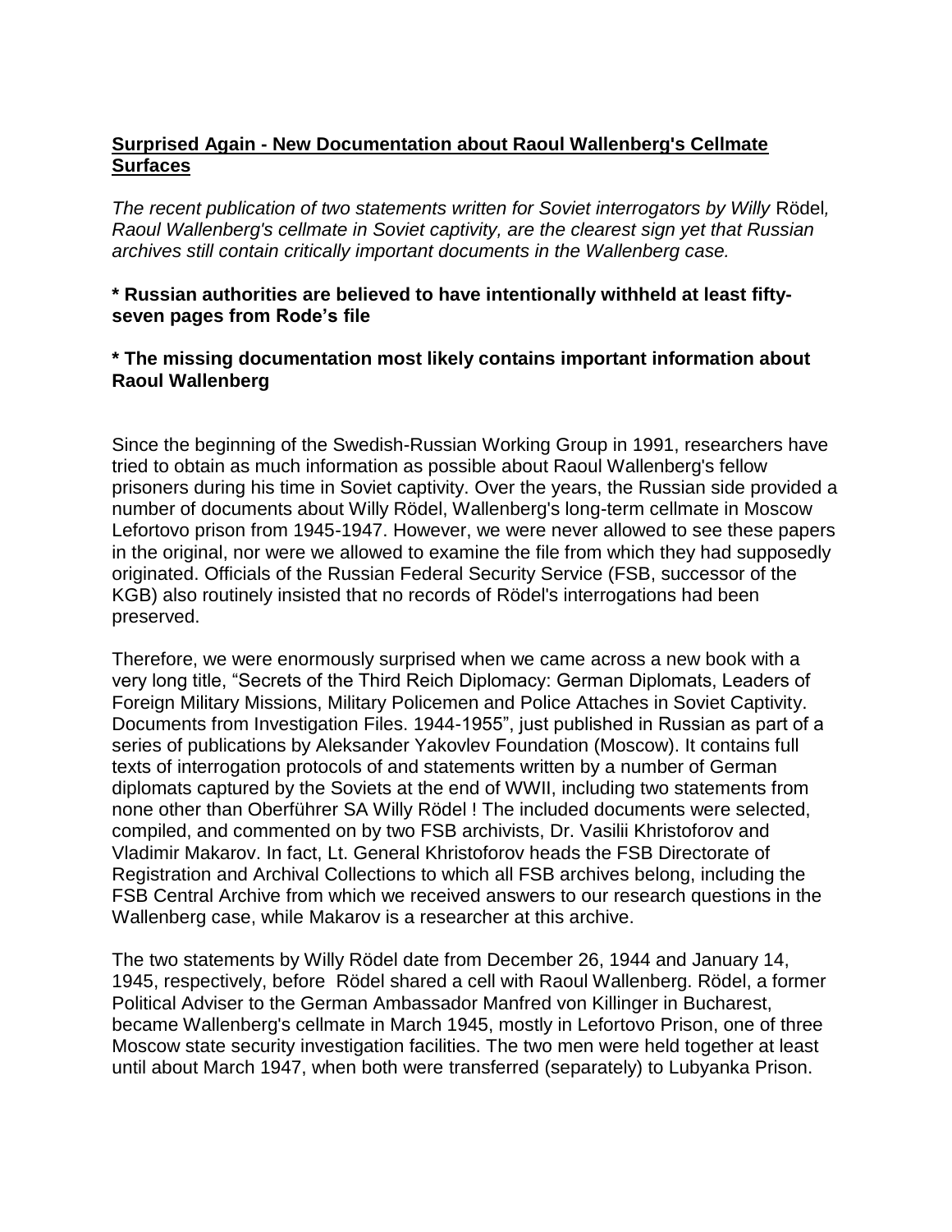## Surprised Again - New Documentation about Raoul Wallenberg's Cellmate Surfaces

*The recent publication of two statements written for Soviet interrogators by Willy Rödel, Raoul Wallenberg's cellmate in Soviet captivity, are the clearest sign yet that Russian archives still contain critically important documents in the Wallenberg case.*

**\* Russian authorities are believed to have intentionally withheld at least fifty-seven pages from Rode's file**

**\* The missing documentation most likely contains important information about Raoul Wallenberg**

Since the beginning of the Swedish-Russian Working Group in 1991, researchers have tried to obtain as much information as possible about Raoul Wallenberg's fellow prisoners during his time in Soviet captivity. Over the years, the Russian side provided a number of documents about Willy Rödel, Wallenberg's long-term cellmate in Moscow Lefortovo prison from 1945-1947. However, we were never allowed to see these papers in the original, nor were we allowed to examine the file from which they had supposedly originated. Officials of the Russian Federal Security Service (FSB, successor of the KGB) also routinely insisted that no records of Rödel's interrogations had been preserved.

Therefore, we were enormously surprised when we came across a new book with a very long title, "Secrets of the Third Reich Diplomacy: German Diplomats, Leaders of Foreign Military Missions, Military Policemen and Police Attaches in Soviet Captivity. Documents from Investigation Files. 1944-1955", just published in Russian as part of a series of publications by Aleksander Yakovlev Foundation (Moscow). It contains full texts of interrogation protocols of and statements written by a number of German diplomats captured by the Soviets at the end of WWII, including two statements from none other than Oberführer SA Willy Rödel ! The included documents were selected, compiled, and commented on by two FSB archivists, Dr. Vasilii Khristoforov and Vladimir Makarov. In fact, Lt. General Khristoforov heads the FSB Directorate of Registration and Archival Collections to which all FSB archives belong, including the FSB Central Archive from which we received answers to our research questions in the Wallenberg case, while Makarov is a researcher at this archive.

The two statements by Willy Rödel date from December 26, 1944 and January 14, 1945, respectively, before Rödel shared a cell with Raoul Wallenberg. Rödel, a former Political Adviser to the German Ambassador Manfred von Killinger in Bucharest, became Wallenberg's cellmate in March 1945, mostly in Lefortovo Prison, one of three Moscow state security investigation facilities. The two men were held together at least until about March 1947, when both were transferred (separately) to Lubyanka Prison.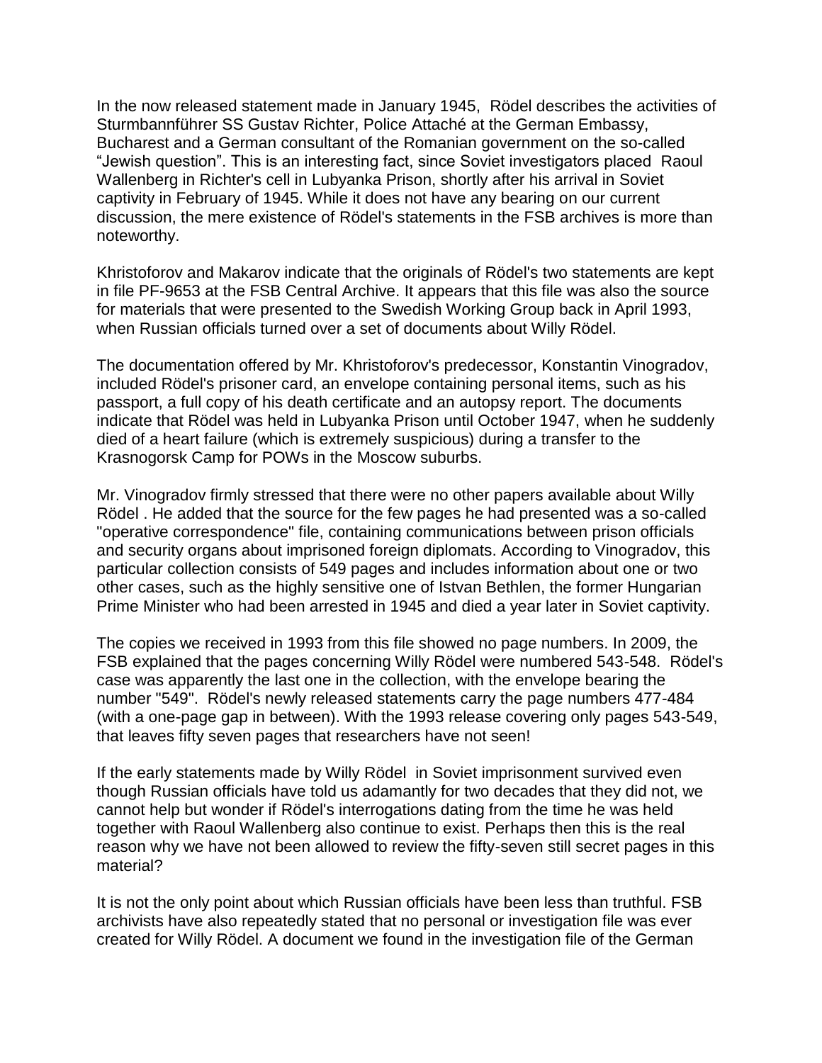In the now released statement made in January 1945, Rödel describes the activities of Sturmbannführer SS Gustav Richter, Police Attaché at the German Embassy, Bucharest and a German consultant of the Romanian government on the so-called "Jewish question". This is an interesting fact, since Soviet investigators placed Raoul Wallenberg in Richter's cell in Lubyanka Prison, shortly after his arrival in Soviet captivity in February of 1945. While it does not have any bearing on our current discussion, the mere existence of Rödel's statements in the FSB archives is more than noteworthy.

Khristoforov and Makarov indicate that the originals of Rödel's two statements are kept in file PF-9653 at the FSB Central Archive. It appears that this file was also the source for materials that were presented to the Swedish Working Group back in April 1993, when Russian officials turned over a set of documents about Willy Rödel.

The documentation offered by Mr. Khristoforov's predecessor, Konstantin Vinogradov, included Rödel's prisoner card, an envelope containing personal items, such as his passport, a full copy of his death certificate and an autopsy report. The documents indicate that Rödel was held in Lubyanka Prison until October 1947, when he suddenly died of a heart failure (which is extremely suspicious) during a transfer to the Krasnogorsk Camp for POWs in the Moscow suburbs.

Mr. Vinogradov firmly stressed that there were no other papers available about Willy Rödel . He added that the source for the few pages he had presented was a so-called "operative correspondence" file, containing communications between prison officials and security organs about imprisoned foreign diplomats. According to Vinogradov, this particular collection consists of 549 pages and includes information about one or two other cases, such as the highly sensitive one of Istvan Bethlen, the former Hungarian Prime Minister who had been arrested in 1945 and died a year later in Soviet captivity.

The copies we received in 1993 from this file showed no page numbers. In 2009, the FSB explained that the pages concerning Willy Rödel were numbered 543-548. Rödel's case was apparently the last one in the collection, with the envelope bearing the number "549". Rödel's newly released statements carry the page numbers 477-484 (with a one-page gap in between). With the 1993 release covering only pages 543-549, that leaves fifty seven pages that researchers have not seen!

If the early statements made by Willy Rödel in Soviet imprisonment survived even though Russian officials have told us adamantly for two decades that they did not, we cannot help but wonder if Rödel's interrogations dating from the time he was held together with Raoul Wallenberg also continue to exist. Perhaps then this is the real reason why we have not been allowed to review the fifty-seven still secret pages in this material?

It is not the only point about which Russian officials have been less than truthful. FSB archivists have also repeatedly stated that no personal or investigation file was ever created for Willy Rödel. A document we found in the investigation file of the German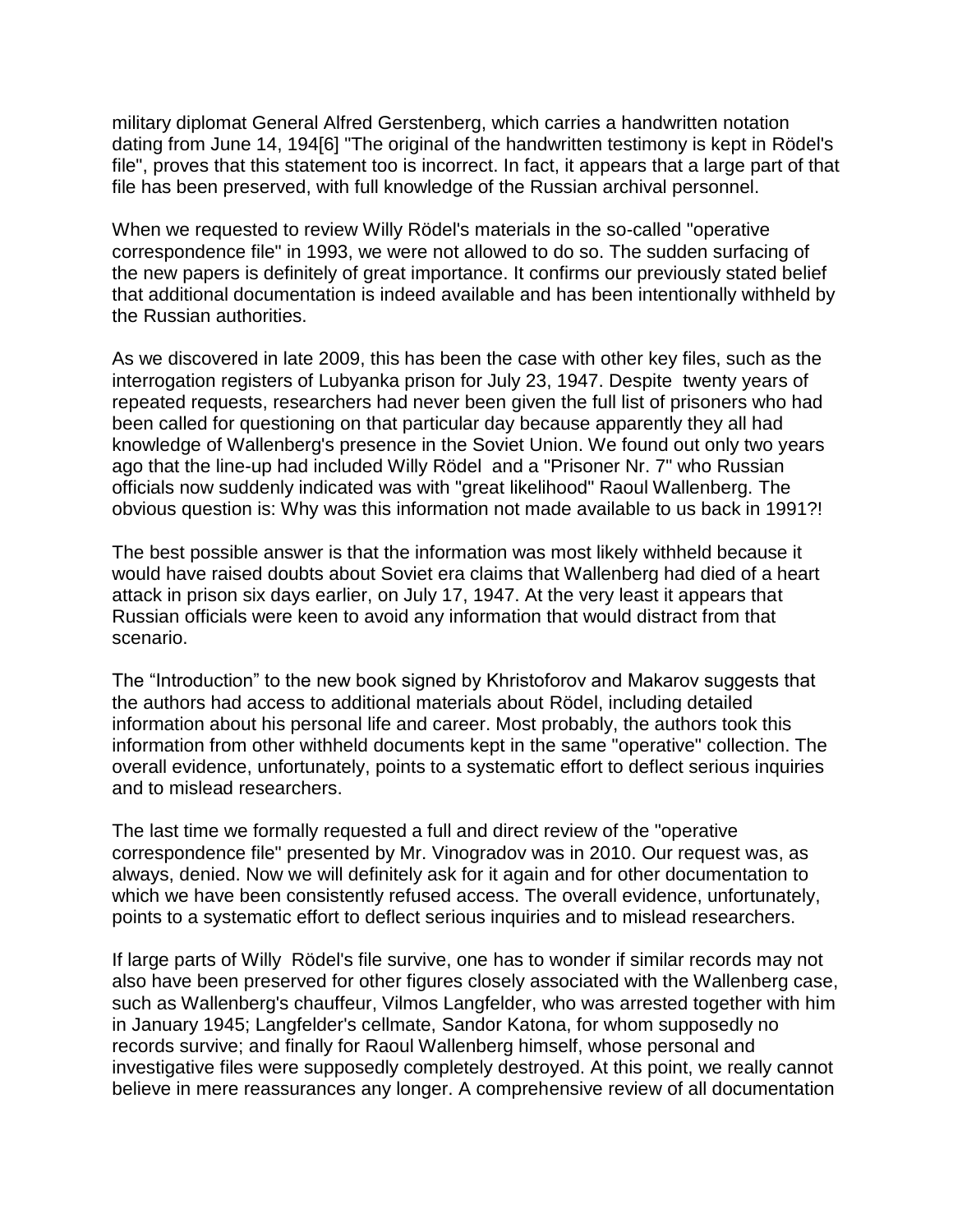military diplomat General Alfred Gerstenberg, which carries a handwritten notation dating from June 14, 194[6] "The original of the handwritten testimony is kept in Rödel's file", proves that this statement too is incorrect. In fact, it appears that a large part of that file has been preserved, with full knowledge of the Russian archival personnel.

When we requested to review Willy Rödel's materials in the so-called "operative correspondence file" in 1993, we were not allowed to do so. The sudden surfacing of the new papers is definitely of great importance. It confirms our previously stated belief that additional documentation is indeed available and has been intentionally withheld by the Russian authorities.

As we discovered in late 2009, this has been the case with other key files, such as the interrogation registers of Lubyanka prison for July 23, 1947. Despite twenty years of repeated requests, researchers had never been given the full list of prisoners who had been called for questioning on that particular day because apparently they all had knowledge of Wallenberg's presence in the Soviet Union. We found out only two years ago that the line-up had included Willy Rödel and a "Prisoner Nr. 7" who Russian officials now suddenly indicated was with "great likelihood" Raoul Wallenberg. The obvious question is: Why was this information not made available to us back in 1991?!

The best possible answer is that the information was most likely withheld because it would have raised doubts about Soviet era claims that Wallenberg had died of a heart attack in prison six days earlier, on July 17, 1947. At the very least it appears that Russian officials were keen to avoid any information that would distract from that scenario.

The "Introduction" to the new book signed by Khristoforov and Makarov suggests that the authors had access to additional materials about Rödel, including detailed information about his personal life and career. Most probably, the authors took this information from other withheld documents kept in the same "operative" collection. The overall evidence, unfortunately, points to a systematic effort to deflect serious inquiries and to mislead researchers.

The last time we formally requested a full and direct review of the "operative correspondence file" presented by Mr. Vinogradov was in 2010. Our request was, as always, denied. Now we will definitely ask for it again and for other documentation to which we have been consistently refused access. The overall evidence, unfortunately, points to a systematic effort to deflect serious inquiries and to mislead researchers.

If large parts of Willy Rödel's file survive, one has to wonder if similar records may not also have been preserved for other figures closely associated with the Wallenberg case, such as Wallenberg's chauffeur, Vilmos Langfelder, who was arrested together with him in January 1945; Langfelder's cellmate, Sandor Katona, for whom supposedly no records survive; and finally for Raoul Wallenberg himself, whose personal and investigative files were supposedly completely destroyed. At this point, we really cannot believe in mere reassurances any longer. A comprehensive review of all documentation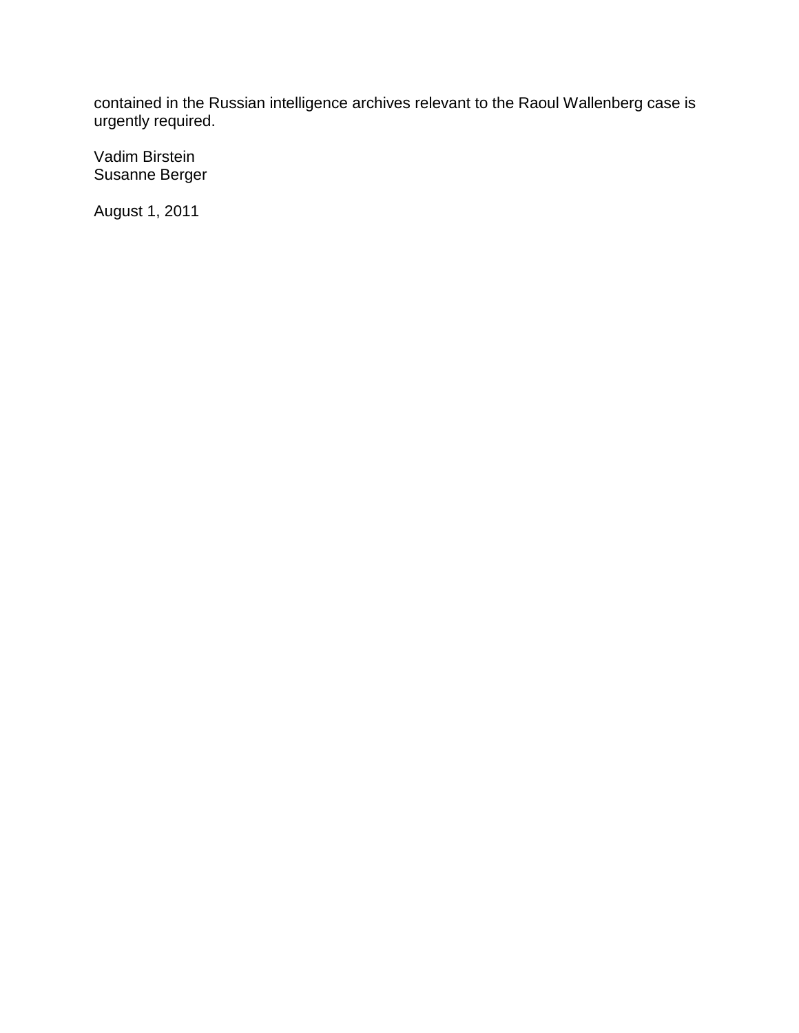contained in the Russian intelligence archives relevant to the Raoul Wallenberg case is urgently required.

Vadim Birstein
Susanne Berger

August 1, 2011